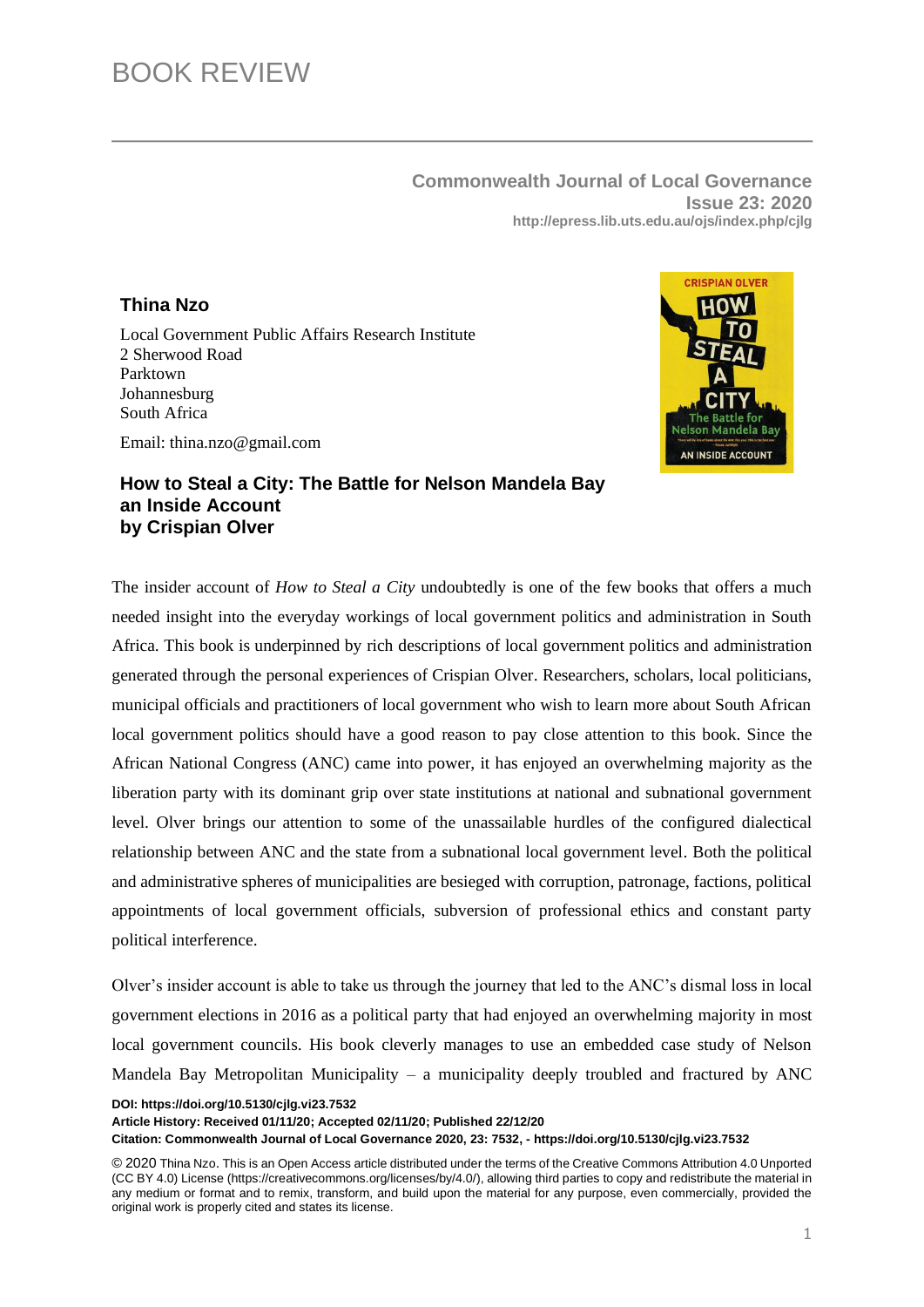# BOOK REVIEW

**Commonwealth Journal of Local Governance**
**Issue 23: 2020**
**http://epress.lib.uts.edu.au/ojs/index.php/cjlg**

**Thina Nzo**

Local Government Public Affairs Research Institute
2 Sherwood Road
Parktown
Johannesburg
South Africa

Email: thina.nzo@gmail.com

## How to Steal a City: The Battle for Nelson Mandela Bay an Inside Account by Crispian Olver

The insider account of *How to Steal a City* undoubtedly is one of the few books that offers a much needed insight into the everyday workings of local government politics and administration in South Africa. This book is underpinned by rich descriptions of local government politics and administration generated through the personal experiences of Crispian Olver. Researchers, scholars, local politicians, municipal officials and practitioners of local government who wish to learn more about South African local government politics should have a good reason to pay close attention to this book. Since the African National Congress (ANC) came into power, it has enjoyed an overwhelming majority as the liberation party with its dominant grip over state institutions at national and subnational government level. Olver brings our attention to some of the unassailable hurdles of the configured dialectical relationship between ANC and the state from a subnational local government level. Both the political and administrative spheres of municipalities are besieged with corruption, patronage, factions, political appointments of local government officials, subversion of professional ethics and constant party political interference.

Olver's insider account is able to take us through the journey that led to the ANC's dismal loss in local government elections in 2016 as a political party that had enjoyed an overwhelming majority in most local government councils. His book cleverly manages to use an embedded case study of Nelson Mandela Bay Metropolitan Municipality – a municipality deeply troubled and fractured by ANC

**DOI: https://doi.org/10.5130/cjlg.vi23.7532**
**Article History: Received 01/11/20; Accepted 02/11/20; Published 22/12/20**
**Citation: Commonwealth Journal of Local Governance 2020, 23: 7532, - https://doi.org/10.5130/cjlg.vi23.7532**

© 2020 Thina Nzo. This is an Open Access article distributed under the terms of the Creative Commons Attribution 4.0 Unported (CC BY 4.0) License (https://creativecommons.org/licenses/by/4.0/), allowing third parties to copy and redistribute the material in any medium or format and to remix, transform, and build upon the material for any purpose, even commercially, provided the original work is properly cited and states its license.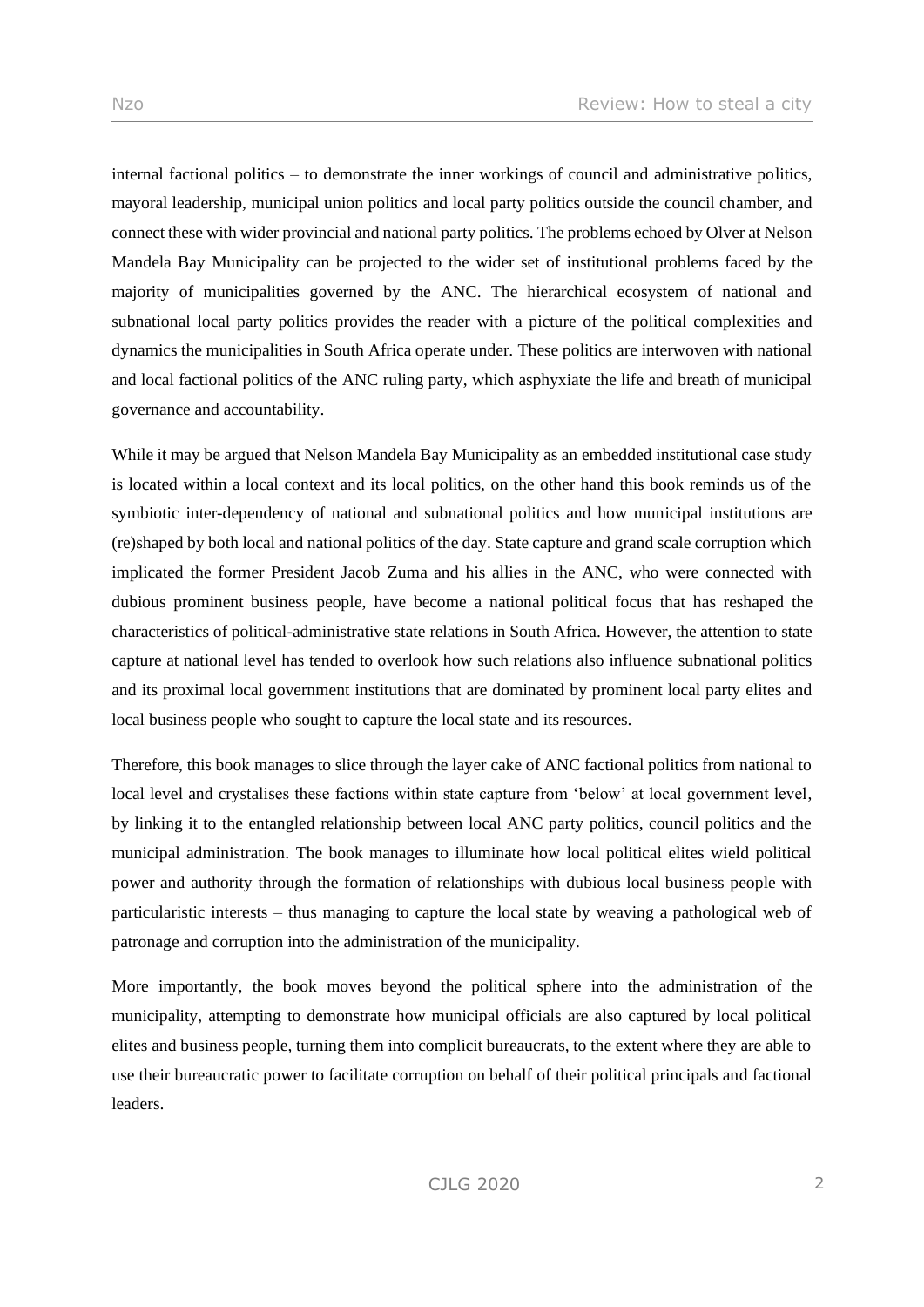internal factional politics – to demonstrate the inner workings of council and administrative politics, mayoral leadership, municipal union politics and local party politics outside the council chamber, and connect these with wider provincial and national party politics. The problems echoed by Olver at Nelson Mandela Bay Municipality can be projected to the wider set of institutional problems faced by the majority of municipalities governed by the ANC. The hierarchical ecosystem of national and subnational local party politics provides the reader with a picture of the political complexities and dynamics the municipalities in South Africa operate under. These politics are interwoven with national and local factional politics of the ANC ruling party, which asphyxiate the life and breath of municipal governance and accountability.

While it may be argued that Nelson Mandela Bay Municipality as an embedded institutional case study is located within a local context and its local politics, on the other hand this book reminds us of the symbiotic inter-dependency of national and subnational politics and how municipal institutions are (re)shaped by both local and national politics of the day. State capture and grand scale corruption which implicated the former President Jacob Zuma and his allies in the ANC, who were connected with dubious prominent business people, have become a national political focus that has reshaped the characteristics of political-administrative state relations in South Africa. However, the attention to state capture at national level has tended to overlook how such relations also influence subnational politics and its proximal local government institutions that are dominated by prominent local party elites and local business people who sought to capture the local state and its resources.

Therefore, this book manages to slice through the layer cake of ANC factional politics from national to local level and crystalises these factions within state capture from 'below' at local government level, by linking it to the entangled relationship between local ANC party politics, council politics and the municipal administration. The book manages to illuminate how local political elites wield political power and authority through the formation of relationships with dubious local business people with particularistic interests – thus managing to capture the local state by weaving a pathological web of patronage and corruption into the administration of the municipality.

More importantly, the book moves beyond the political sphere into the administration of the municipality, attempting to demonstrate how municipal officials are also captured by local political elites and business people, turning them into complicit bureaucrats, to the extent where they are able to use their bureaucratic power to facilitate corruption on behalf of their political principals and factional leaders.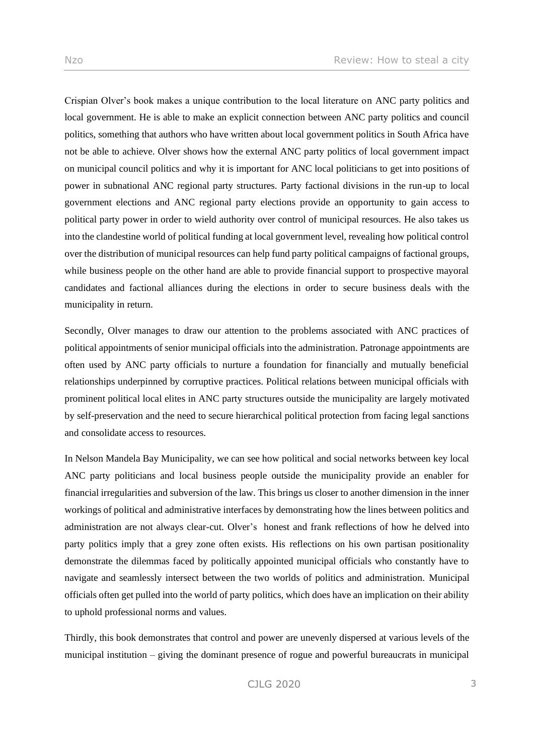Crispian Olver's book makes a unique contribution to the local literature on ANC party politics and local government. He is able to make an explicit connection between ANC party politics and council politics, something that authors who have written about local government politics in South Africa have not be able to achieve. Olver shows how the external ANC party politics of local government impact on municipal council politics and why it is important for ANC local politicians to get into positions of power in subnational ANC regional party structures. Party factional divisions in the run-up to local government elections and ANC regional party elections provide an opportunity to gain access to political party power in order to wield authority over control of municipal resources. He also takes us into the clandestine world of political funding at local government level, revealing how political control over the distribution of municipal resources can help fund party political campaigns of factional groups, while business people on the other hand are able to provide financial support to prospective mayoral candidates and factional alliances during the elections in order to secure business deals with the municipality in return.

Secondly, Olver manages to draw our attention to the problems associated with ANC practices of political appointments of senior municipal officials into the administration. Patronage appointments are often used by ANC party officials to nurture a foundation for financially and mutually beneficial relationships underpinned by corruptive practices. Political relations between municipal officials with prominent political local elites in ANC party structures outside the municipality are largely motivated by self-preservation and the need to secure hierarchical political protection from facing legal sanctions and consolidate access to resources.

In Nelson Mandela Bay Municipality, we can see how political and social networks between key local ANC party politicians and local business people outside the municipality provide an enabler for financial irregularities and subversion of the law. This brings us closer to another dimension in the inner workings of political and administrative interfaces by demonstrating how the lines between politics and administration are not always clear-cut. Olver's honest and frank reflections of how he delved into party politics imply that a grey zone often exists. His reflections on his own partisan positionality demonstrate the dilemmas faced by politically appointed municipal officials who constantly have to navigate and seamlessly intersect between the two worlds of politics and administration. Municipal officials often get pulled into the world of party politics, which does have an implication on their ability to uphold professional norms and values.

Thirdly, this book demonstrates that control and power are unevenly dispersed at various levels of the municipal institution – giving the dominant presence of rogue and powerful bureaucrats in municipal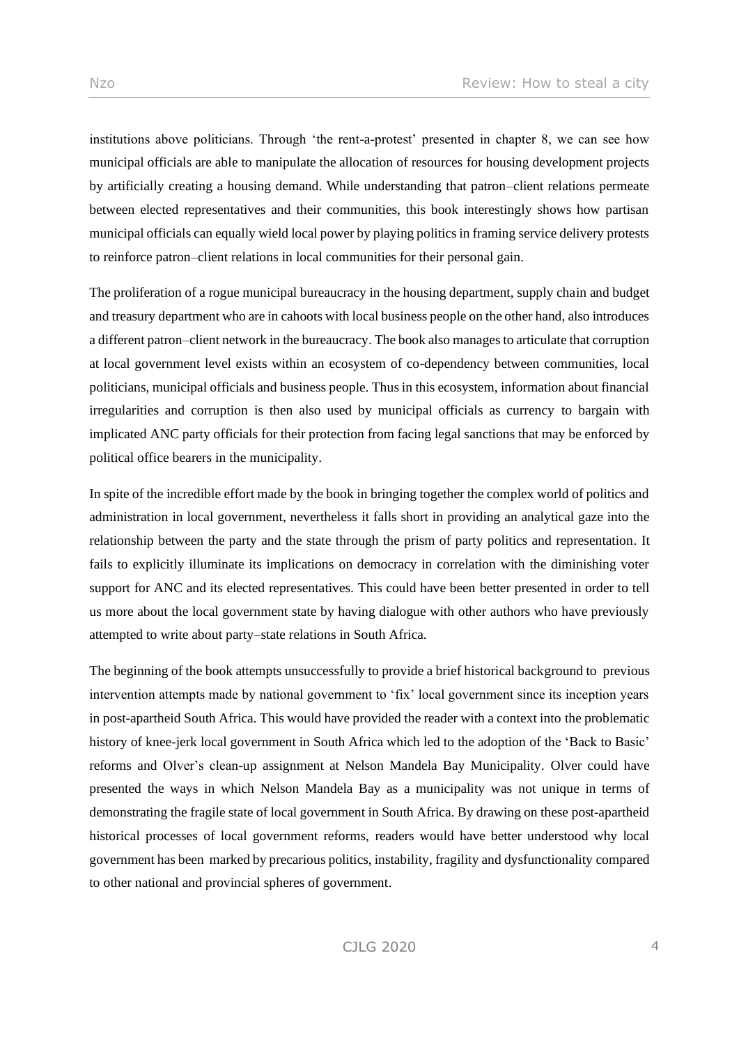institutions above politicians. Through 'the rent-a-protest' presented in chapter 8, we can see how municipal officials are able to manipulate the allocation of resources for housing development projects by artificially creating a housing demand. While understanding that patron–client relations permeate between elected representatives and their communities, this book interestingly shows how partisan municipal officials can equally wield local power by playing politics in framing service delivery protests to reinforce patron–client relations in local communities for their personal gain.

The proliferation of a rogue municipal bureaucracy in the housing department, supply chain and budget and treasury department who are in cahoots with local business people on the other hand, also introduces a different patron–client network in the bureaucracy. The book also manages to articulate that corruption at local government level exists within an ecosystem of co-dependency between communities, local politicians, municipal officials and business people. Thus in this ecosystem, information about financial irregularities and corruption is then also used by municipal officials as currency to bargain with implicated ANC party officials for their protection from facing legal sanctions that may be enforced by political office bearers in the municipality.

In spite of the incredible effort made by the book in bringing together the complex world of politics and administration in local government, nevertheless it falls short in providing an analytical gaze into the relationship between the party and the state through the prism of party politics and representation. It fails to explicitly illuminate its implications on democracy in correlation with the diminishing voter support for ANC and its elected representatives. This could have been better presented in order to tell us more about the local government state by having dialogue with other authors who have previously attempted to write about party–state relations in South Africa.

The beginning of the book attempts unsuccessfully to provide a brief historical background to previous intervention attempts made by national government to 'fix' local government since its inception years in post-apartheid South Africa. This would have provided the reader with a context into the problematic history of knee-jerk local government in South Africa which led to the adoption of the 'Back to Basic' reforms and Olver's clean-up assignment at Nelson Mandela Bay Municipality. Olver could have presented the ways in which Nelson Mandela Bay as a municipality was not unique in terms of demonstrating the fragile state of local government in South Africa. By drawing on these post-apartheid historical processes of local government reforms, readers would have better understood why local government has been marked by precarious politics, instability, fragility and dysfunctionality compared to other national and provincial spheres of government.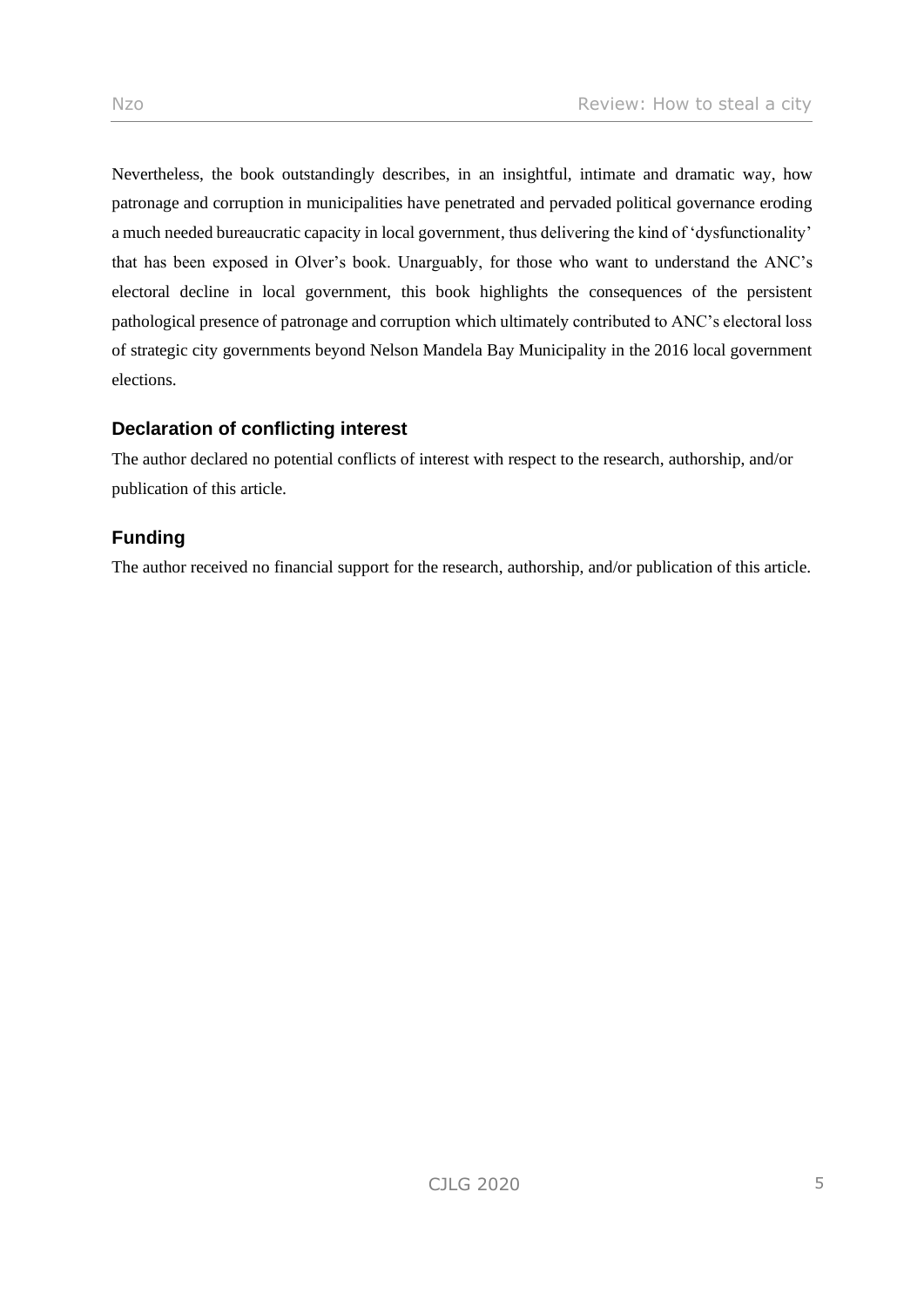Nevertheless, the book outstandingly describes, in an insightful, intimate and dramatic way, how patronage and corruption in municipalities have penetrated and pervaded political governance eroding a much needed bureaucratic capacity in local government, thus delivering the kind of 'dysfunctionality' that has been exposed in Olver's book. Unarguably, for those who want to understand the ANC's electoral decline in local government, this book highlights the consequences of the persistent pathological presence of patronage and corruption which ultimately contributed to ANC's electoral loss of strategic city governments beyond Nelson Mandela Bay Municipality in the 2016 local government elections.

## Declaration of conflicting interest

The author declared no potential conflicts of interest with respect to the research, authorship, and/or publication of this article.

## Funding

The author received no financial support for the research, authorship, and/or publication of this article.